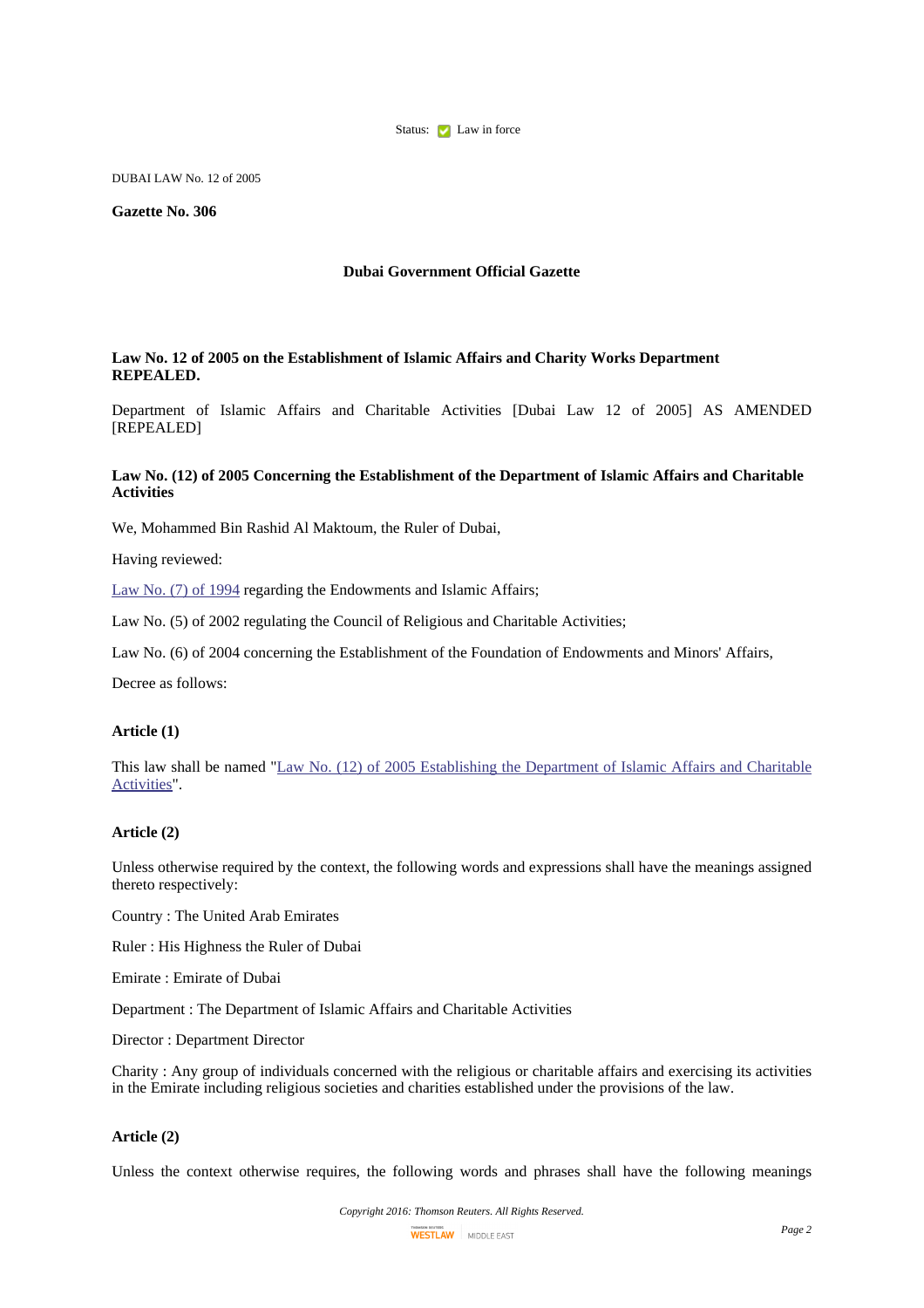Status: Law in force

DUBAI LAW No. 12 of 2005

**Gazette No. 306**

**Dubai Government Official Gazette**

**Law No. 12 of 2005 on the Establishment of Islamic Affairs and Charity Works Department REPEALED.**

Department of Islamic Affairs and Charitable Activities [Dubai Law 12 of 2005] AS AMENDED [REPEALED]

**Law No. (12) of 2005 Concerning the Establishment of the Department of Islamic Affairs and Charitable Activities**

We, Mohammed Bin Rashid Al Maktoum, the Ruler of Dubai,

Having reviewed:

Law No. (7) of 1994 regarding the Endowments and Islamic Affairs;

Law No. (5) of 2002 regulating the Council of Religious and Charitable Activities;

Law No. (6) of 2004 concerning the Establishment of the Foundation of Endowments and Minors' Affairs,

Decree as follows:

**Article (1)**

This law shall be named "Law No. (12) of 2005 Establishing the Department of Islamic Affairs and Charitable Activities".

**Article (2)**

Unless otherwise required by the context, the following words and expressions shall have the meanings assigned thereto respectively:

Country : The United Arab Emirates

Ruler : His Highness the Ruler of Dubai

Emirate : Emirate of Dubai

Department : The Department of Islamic Affairs and Charitable Activities

Director : Department Director

Charity : Any group of individuals concerned with the religious or charitable affairs and exercising its activities in the Emirate including religious societies and charities established under the provisions of the law.

**Article (2)**

Unless the context otherwise requires, the following words and phrases shall have the following meanings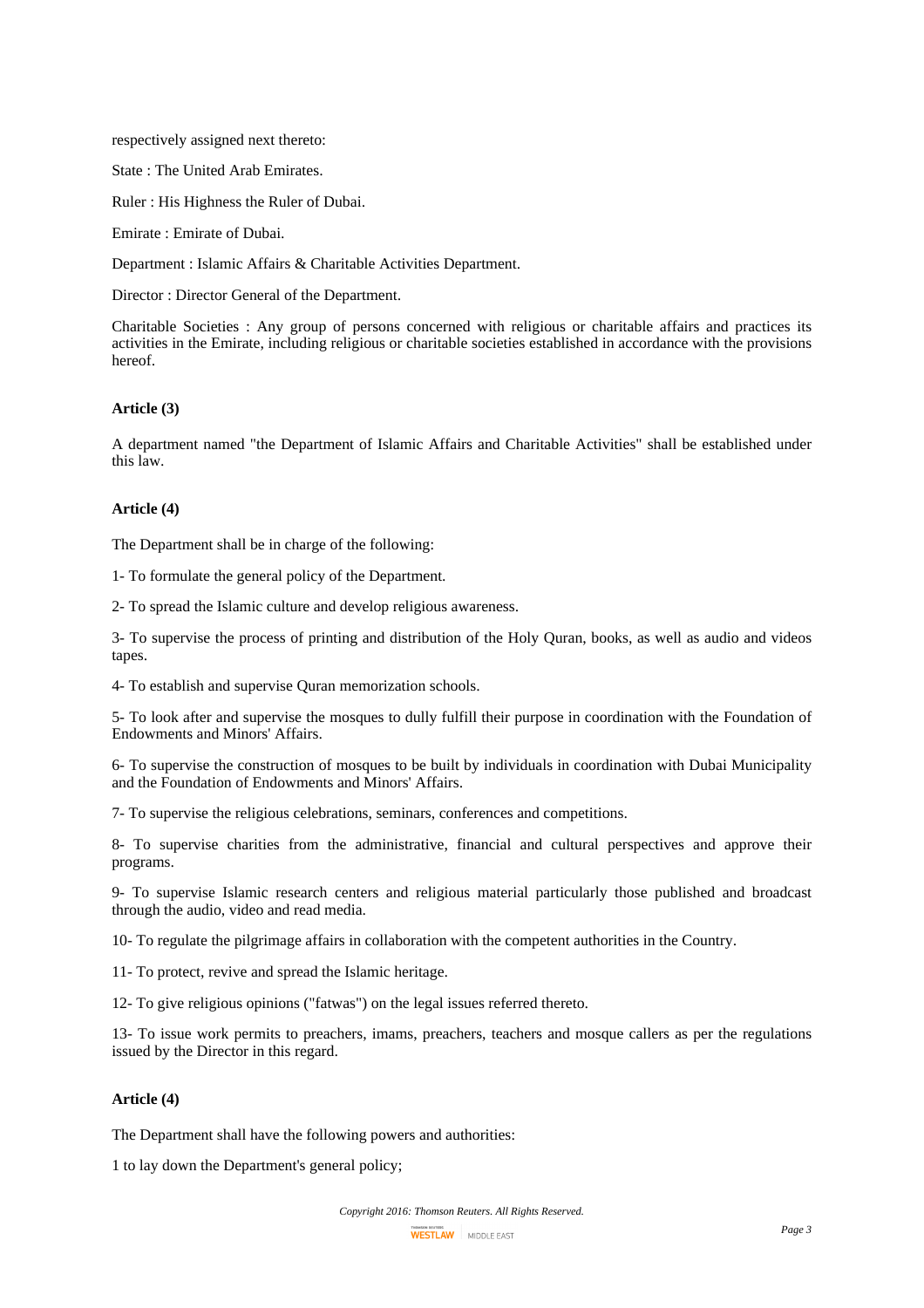respectively assigned next thereto:

State : The United Arab Emirates.

Ruler : His Highness the Ruler of Dubai.

Emirate : Emirate of Dubai.

Department : Islamic Affairs & Charitable Activities Department.

Director : Director General of the Department.

Charitable Societies : Any group of persons concerned with religious or charitable affairs and practices its activities in the Emirate, including religious or charitable societies established in accordance with the provisions hereof.

**Article (3)**

A department named "the Department of Islamic Affairs and Charitable Activities" shall be established under this law.

**Article (4)**

The Department shall be in charge of the following:

1- To formulate the general policy of the Department.

2- To spread the Islamic culture and develop religious awareness.

3- To supervise the process of printing and distribution of the Holy Quran, books, as well as audio and videos tapes.

4- To establish and supervise Quran memorization schools.

5- To look after and supervise the mosques to dully fulfill their purpose in coordination with the Foundation of Endowments and Minors' Affairs.

6- To supervise the construction of mosques to be built by individuals in coordination with Dubai Municipality and the Foundation of Endowments and Minors' Affairs.

7- To supervise the religious celebrations, seminars, conferences and competitions.

8- To supervise charities from the administrative, financial and cultural perspectives and approve their programs.

9- To supervise Islamic research centers and religious material particularly those published and broadcast through the audio, video and read media.

10- To regulate the pilgrimage affairs in collaboration with the competent authorities in the Country.

11- To protect, revive and spread the Islamic heritage.

12- To give religious opinions ("fatwas") on the legal issues referred thereto.

13- To issue work permits to preachers, imams, preachers, teachers and mosque callers as per the regulations issued by the Director in this regard.

**Article (4)**

The Department shall have the following powers and authorities:

1 to lay down the Department's general policy;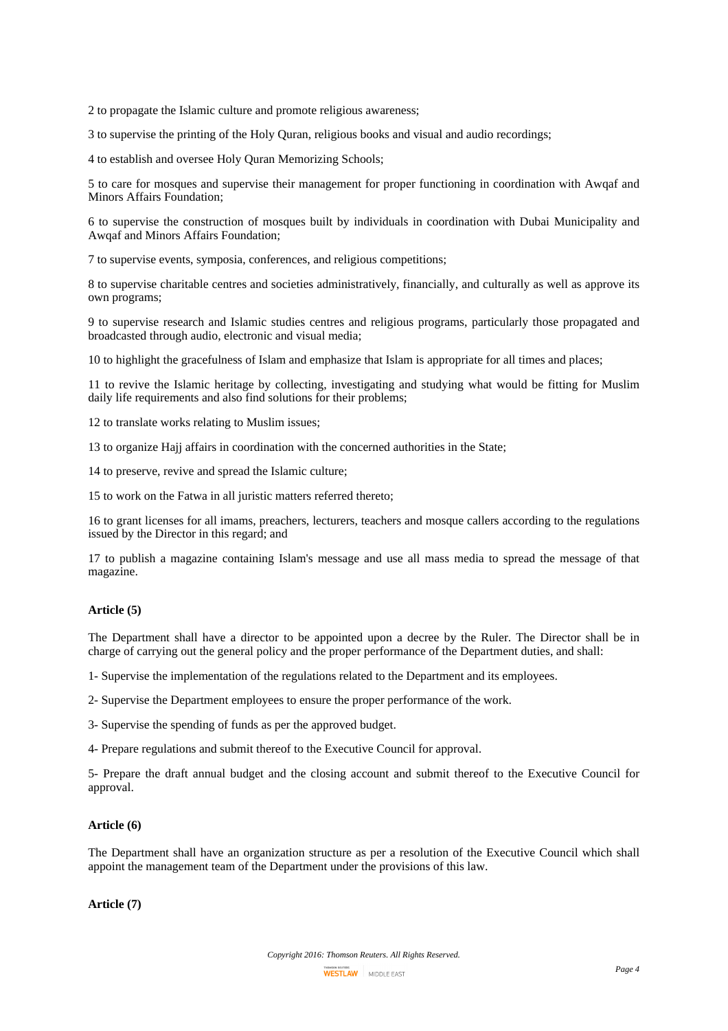2 to propagate the Islamic culture and promote religious awareness;

3 to supervise the printing of the Holy Quran, religious books and visual and audio recordings;

4 to establish and oversee Holy Quran Memorizing Schools;

5 to care for mosques and supervise their management for proper functioning in coordination with Awqaf and Minors Affairs Foundation;

6 to supervise the construction of mosques built by individuals in coordination with Dubai Municipality and Awqaf and Minors Affairs Foundation;

7 to supervise events, symposia, conferences, and religious competitions;

8 to supervise charitable centres and societies administratively, financially, and culturally as well as approve its own programs;

9 to supervise research and Islamic studies centres and religious programs, particularly those propagated and broadcasted through audio, electronic and visual media;

10 to highlight the gracefulness of Islam and emphasize that Islam is appropriate for all times and places;

11 to revive the Islamic heritage by collecting, investigating and studying what would be fitting for Muslim daily life requirements and also find solutions for their problems;

12 to translate works relating to Muslim issues;

13 to organize Hajj affairs in coordination with the concerned authorities in the State;

14 to preserve, revive and spread the Islamic culture;

15 to work on the Fatwa in all juristic matters referred thereto;

16 to grant licenses for all imams, preachers, lecturers, teachers and mosque callers according to the regulations issued by the Director in this regard; and

17 to publish a magazine containing Islam's message and use all mass media to spread the message of that magazine.

**Article (5)**

The Department shall have a director to be appointed upon a decree by the Ruler. The Director shall be in charge of carrying out the general policy and the proper performance of the Department duties, and shall:

1- Supervise the implementation of the regulations related to the Department and its employees.

2- Supervise the Department employees to ensure the proper performance of the work.

3- Supervise the spending of funds as per the approved budget.

4- Prepare regulations and submit thereof to the Executive Council for approval.

5- Prepare the draft annual budget and the closing account and submit thereof to the Executive Council for approval.

**Article (6)**

The Department shall have an organization structure as per a resolution of the Executive Council which shall appoint the management team of the Department under the provisions of this law.

**Article (7)**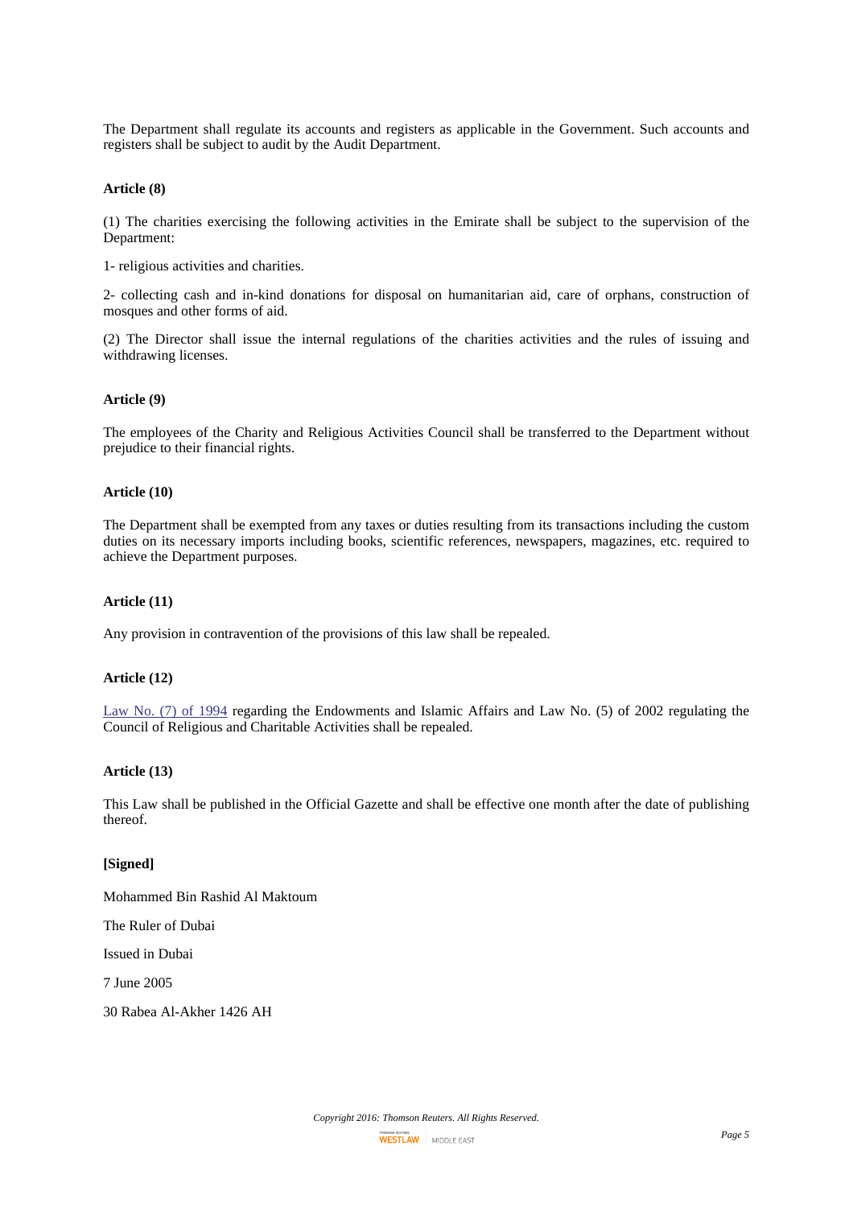The Department shall regulate its accounts and registers as applicable in the Government. Such accounts and registers shall be subject to audit by the Audit Department.

**Article (8)**

(1) The charities exercising the following activities in the Emirate shall be subject to the supervision of the Department:

1- religious activities and charities.

2- collecting cash and in-kind donations for disposal on humanitarian aid, care of orphans, construction of mosques and other forms of aid.

(2) The Director shall issue the internal regulations of the charities activities and the rules of issuing and withdrawing licenses.

**Article (9)**

The employees of the Charity and Religious Activities Council shall be transferred to the Department without prejudice to their financial rights.

**Article (10)**

The Department shall be exempted from any taxes or duties resulting from its transactions including the custom duties on its necessary imports including books, scientific references, newspapers, magazines, etc. required to achieve the Department purposes.

**Article (11)**

Any provision in contravention of the provisions of this law shall be repealed.

**Article (12)**

Law No. (7) of 1994 regarding the Endowments and Islamic Affairs and Law No. (5) of 2002 regulating the Council of Religious and Charitable Activities shall be repealed.

**Article (13)**

This Law shall be published in the Official Gazette and shall be effective one month after the date of publishing thereof.

**[Signed]**

Mohammed Bin Rashid Al Maktoum

The Ruler of Dubai

Issued in Dubai

7 June 2005

30 Rabea Al-Akher 1426 AH